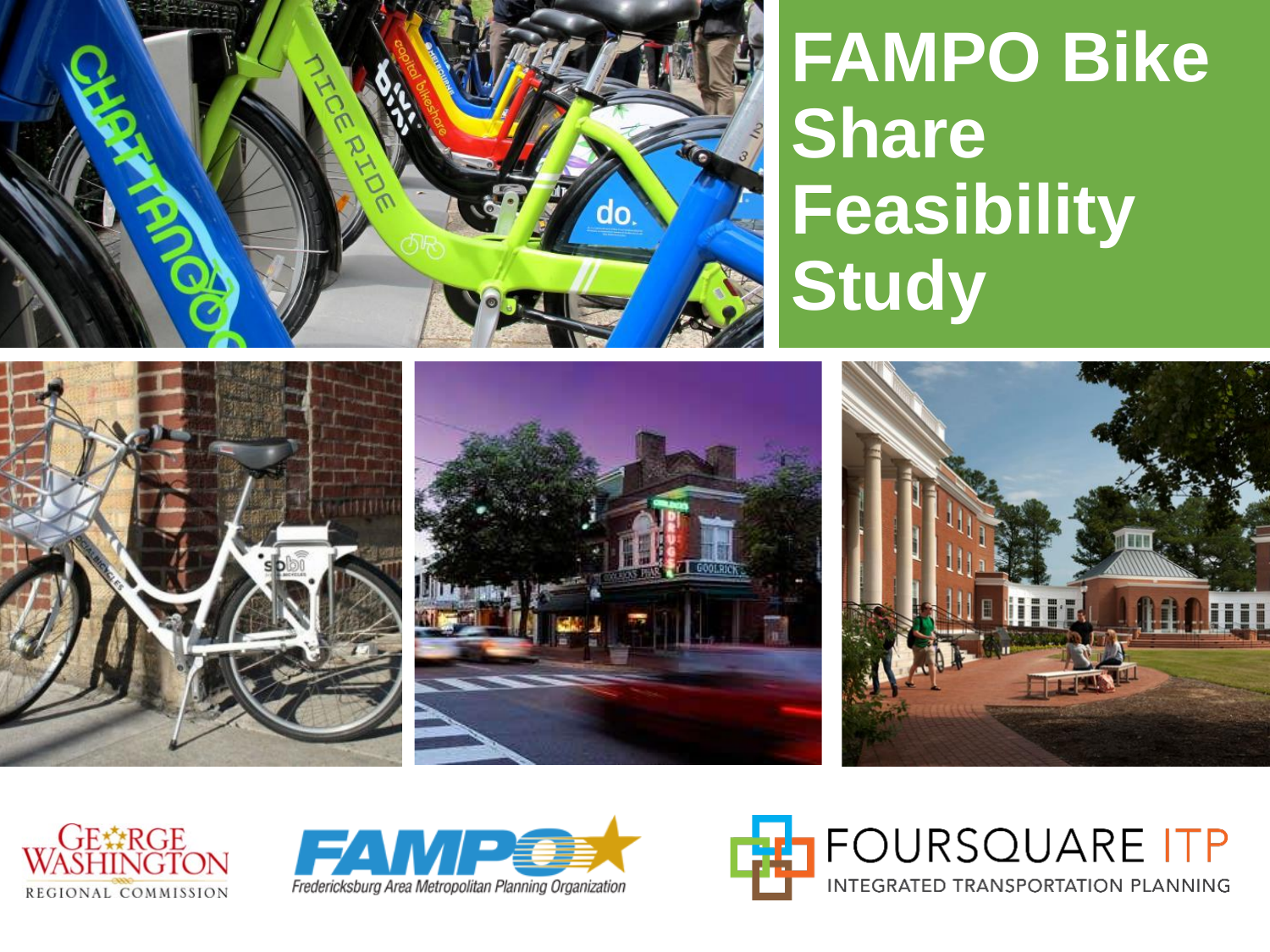# FAMPO Bike Share Feasibility Study

GEORGE WASHINGTON REGIONAL COMMISSION

FAMPO Fredericksburg Area Metropolitan Planning Organization

FOURSQUARE ITP INTEGRATED TRANSPORTATION PLANNING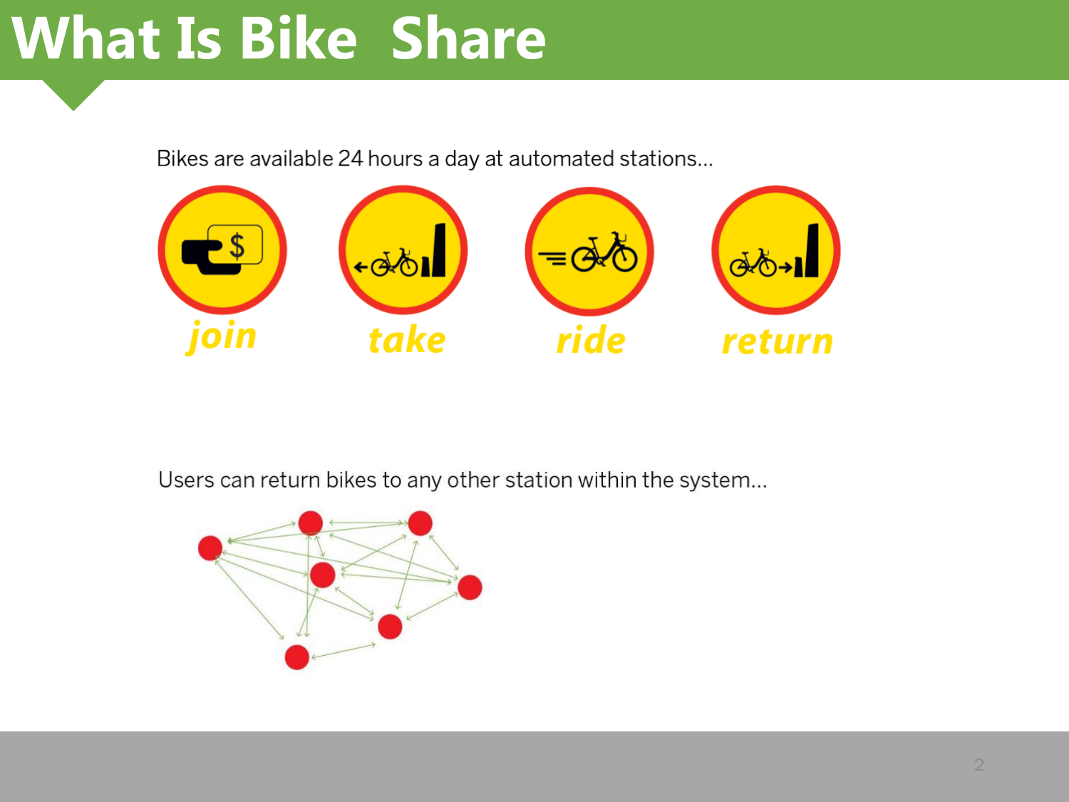# What Is Bike Share

Bikes are available 24 hours a day at automated stations...

join

take

ride

return

Users can return bikes to any other station within the system...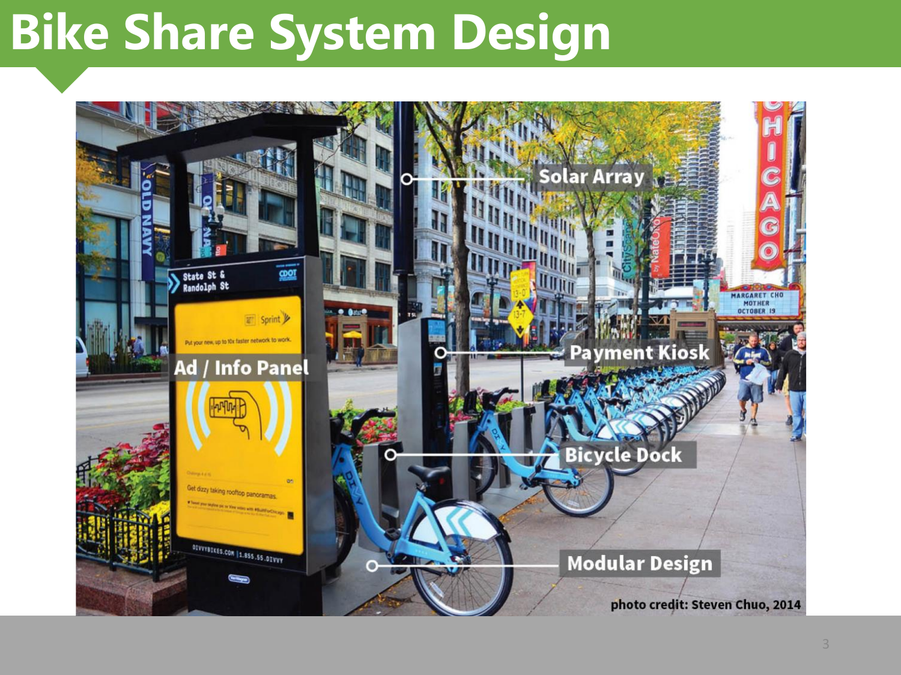# Bike Share System Design

Solar Array

Ad / Info Panel

Payment Kiosk

Bicycle Dock

Modular Design

photo credit: Steven Chuo, 2014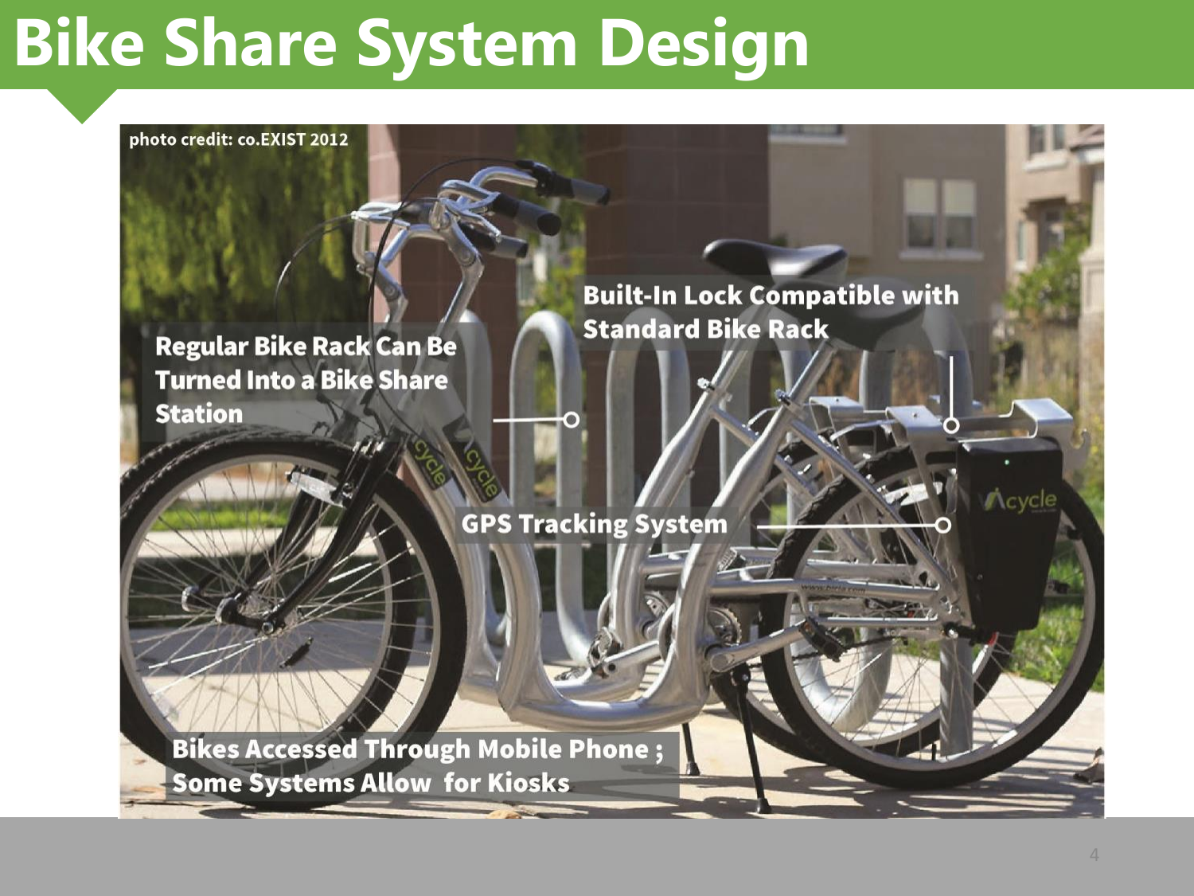# Bike Share System Design

photo credit: co.EXIST 2012

Regular Bike Rack Can Be Turned Into a Bike Share Station

Built-In Lock Compatible with Standard Bike Rack

GPS Tracking System

Bikes Accessed Through Mobile Phone ; Some Systems Allow for Kiosks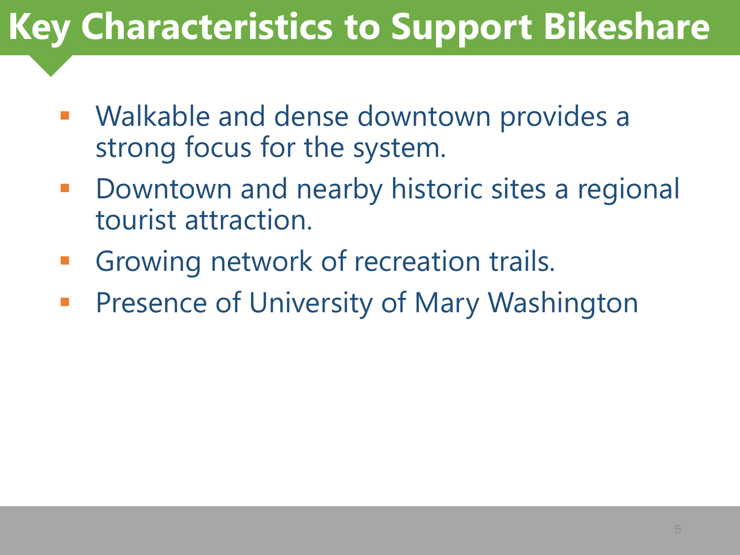# Key Characteristics to Support Bikeshare

- Walkable and dense downtown provides a strong focus for the system.
- Downtown and nearby historic sites a regional tourist attraction.
- Growing network of recreation trails.
- Presence of University of Mary Washington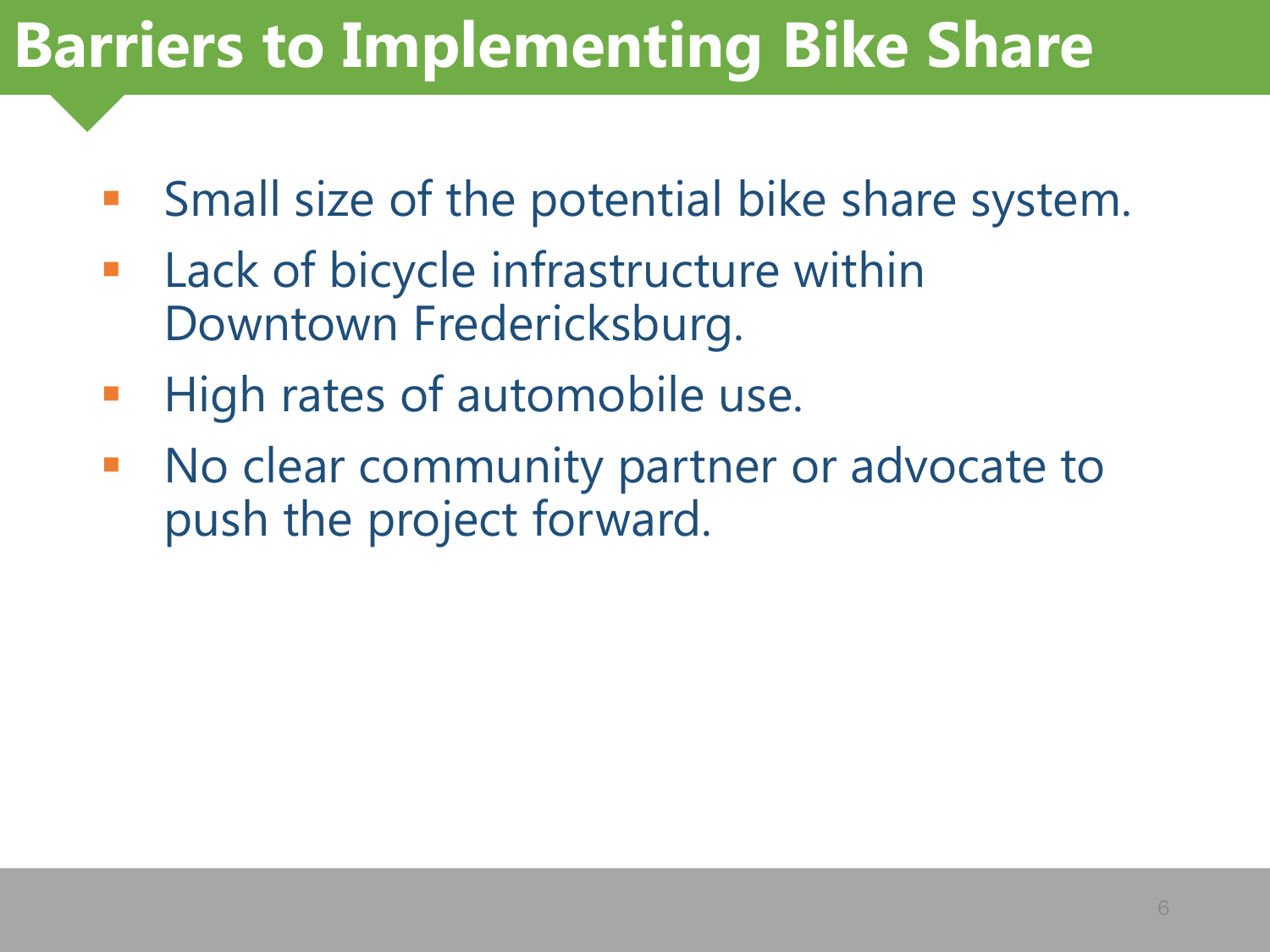# Barriers to Implementing Bike Share

- Small size of the potential bike share system.
- Lack of bicycle infrastructure within Downtown Fredericksburg.
- High rates of automobile use.
- No clear community partner or advocate to push the project forward.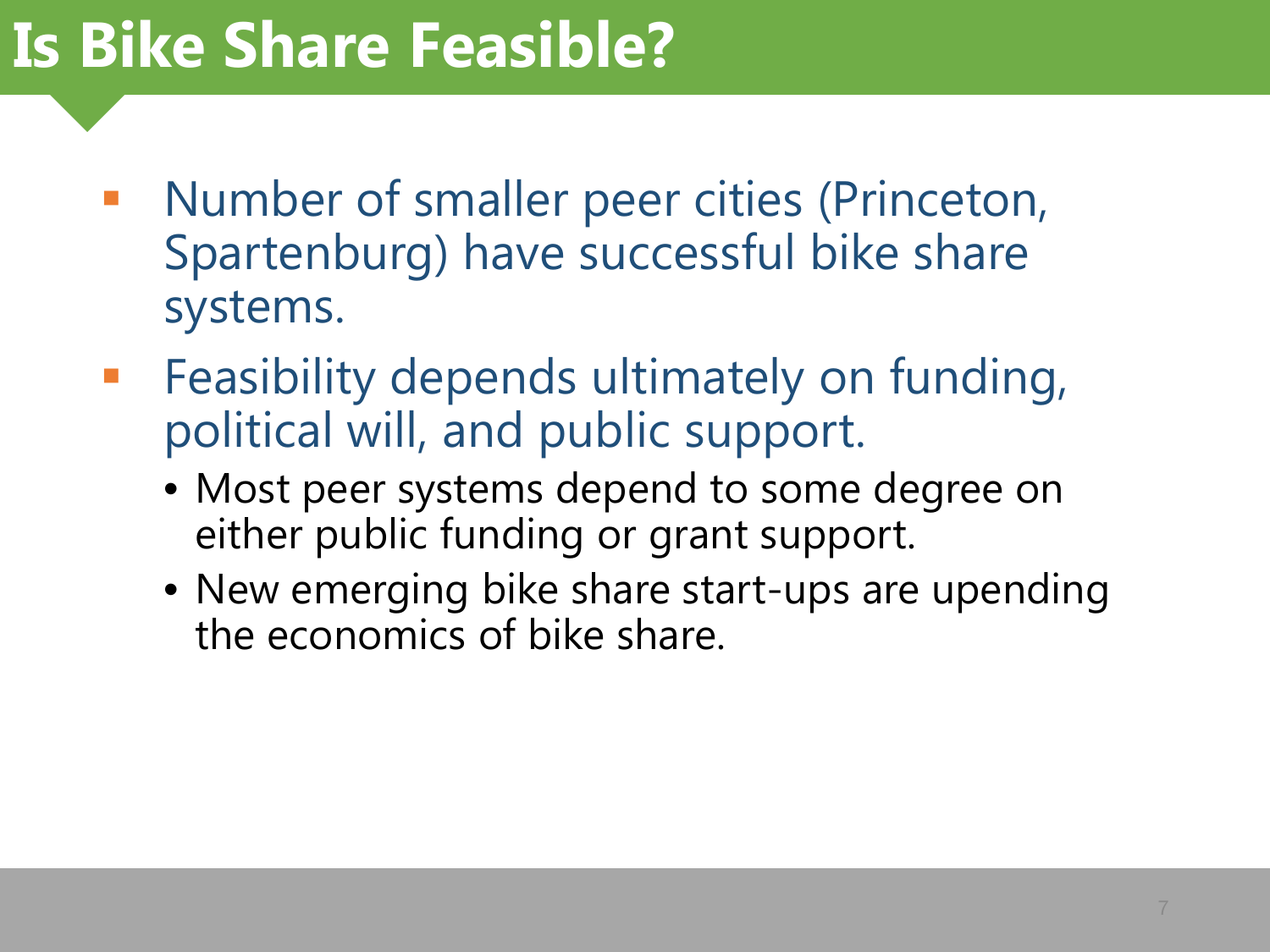# Is Bike Share Feasible?

- Number of smaller peer cities (Princeton, Spartenburg) have successful bike share systems.
- Feasibility depends ultimately on funding, political will, and public support.
  - Most peer systems depend to some degree on either public funding or grant support.
  - New emerging bike share start-ups are upending the economics of bike share.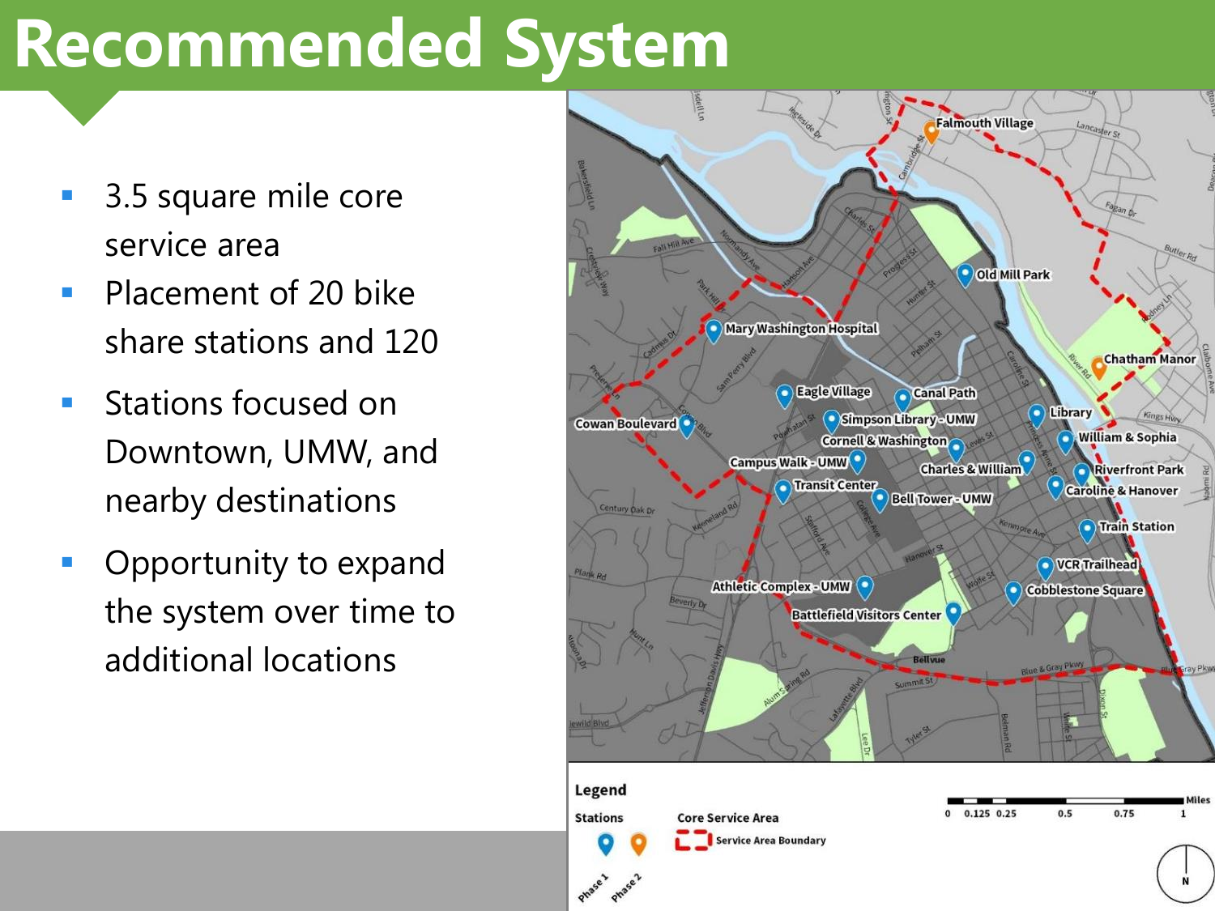# Recommended System

- 3.5 square mile core service area
- Placement of 20 bike share stations and 120
- Stations focused on Downtown, UMW, and nearby destinations
- Opportunity to expand the system over time to additional locations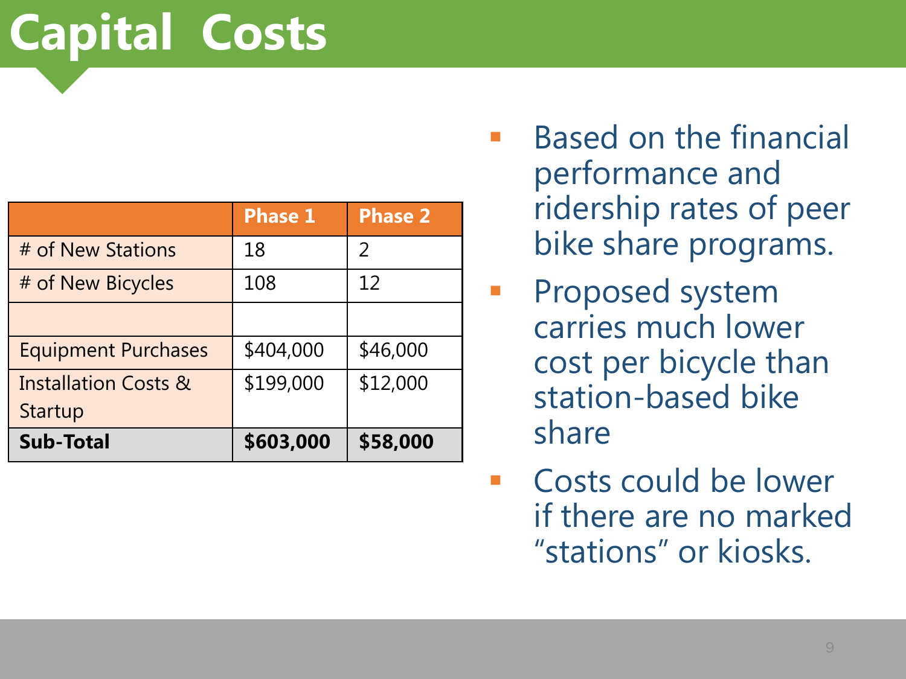# Capital Costs

| | Phase 1 | Phase 2 |
|---|---|---|
| # of New Stations | 18 | 2 |
| # of New Bicycles | 108 | 12 |
| | | |
| Equipment Purchases | $404,000 | $46,000 |
| Installation Costs & Startup | $199,000 | $12,000 |
| **Sub-Total** | **$603,000** | **$58,000** |

- Based on the financial performance and ridership rates of peer bike share programs.
- Proposed system carries much lower cost per bicycle than station-based bike share
- Costs could be lower if there are no marked "stations" or kiosks.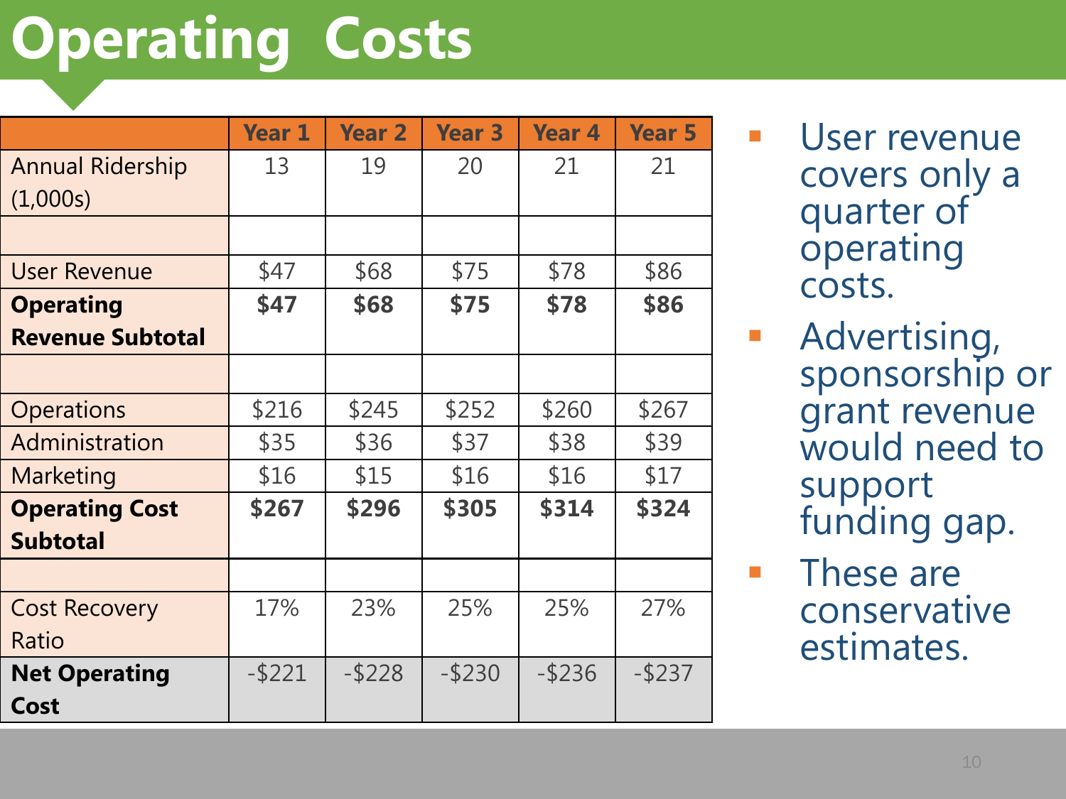# Operating Costs

| | Year 1 | Year 2 | Year 3 | Year 4 | Year 5 |
|---|---|---|---|---|---|
| Annual Ridership (1,000s) | 13 | 19 | 20 | 21 | 21 |
| | | | | | |
| User Revenue | $47 | $68 | $75 | $78 | $86 |
| **Operating Revenue Subtotal** | **$47** | **$68** | **$75** | **$78** | **$86** |
| | | | | | |
| Operations | $216 | $245 | $252 | $260 | $267 |
| Administration | $35 | $36 | $37 | $38 | $39 |
| Marketing | $16 | $15 | $16 | $16 | $17 |
| **Operating Cost Subtotal** | **$267** | **$296** | **$305** | **$314** | **$324** |
| | | | | | |
| Cost Recovery Ratio | 17% | 23% | 25% | 25% | 27% |
| **Net Operating Cost** | -$221 | -$228 | -$230 | -$236 | -$237 |

- User revenue covers only a quarter of operating costs.
- Advertising, sponsorship or grant revenue would need to support funding gap.
- These are conservative estimates.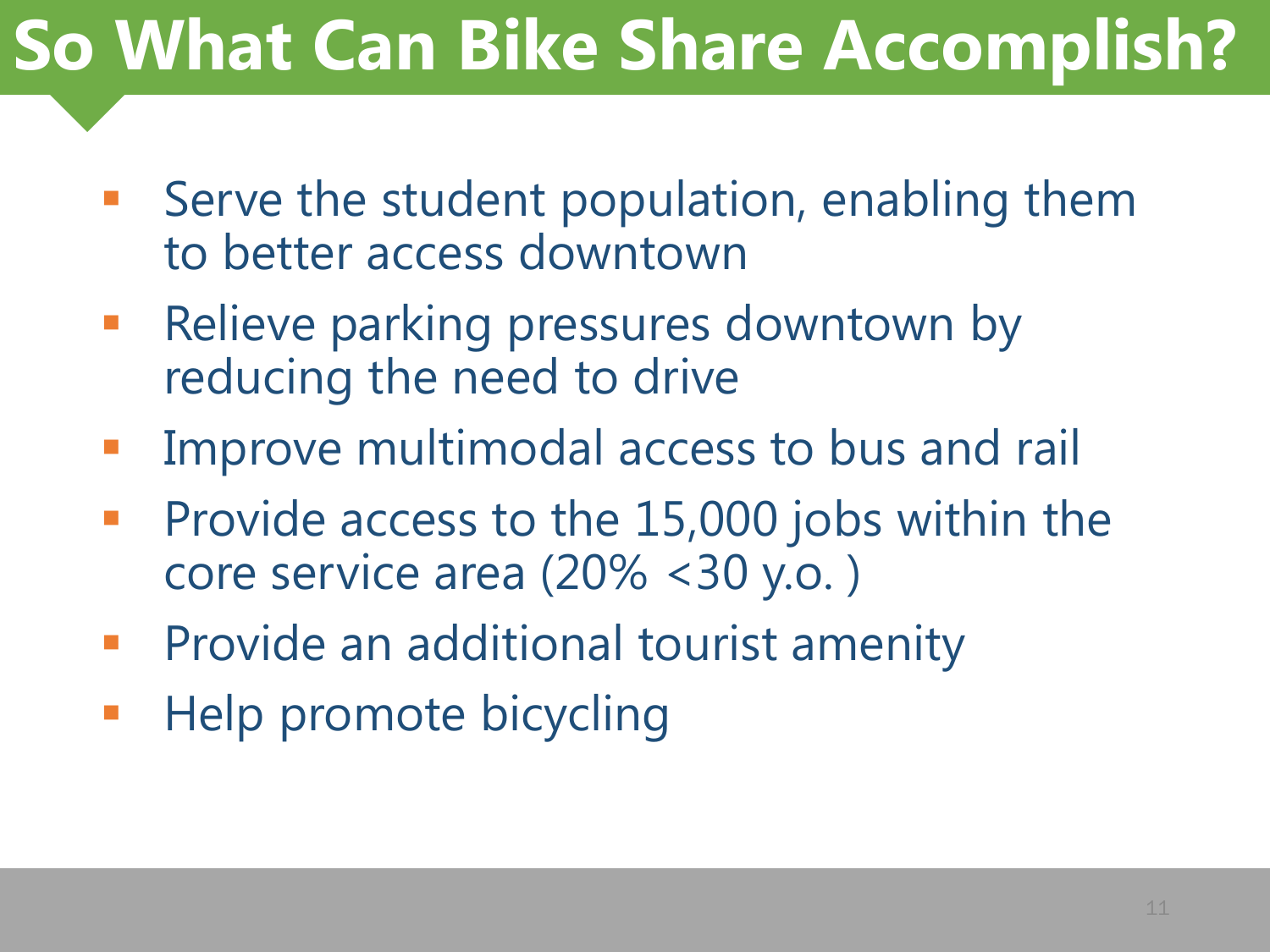# So What Can Bike Share Accomplish?

- Serve the student population, enabling them to better access downtown
- Relieve parking pressures downtown by reducing the need to drive
- Improve multimodal access to bus and rail
- Provide access to the 15,000 jobs within the core service area (20% <30 y.o. )
- Provide an additional tourist amenity
- Help promote bicycling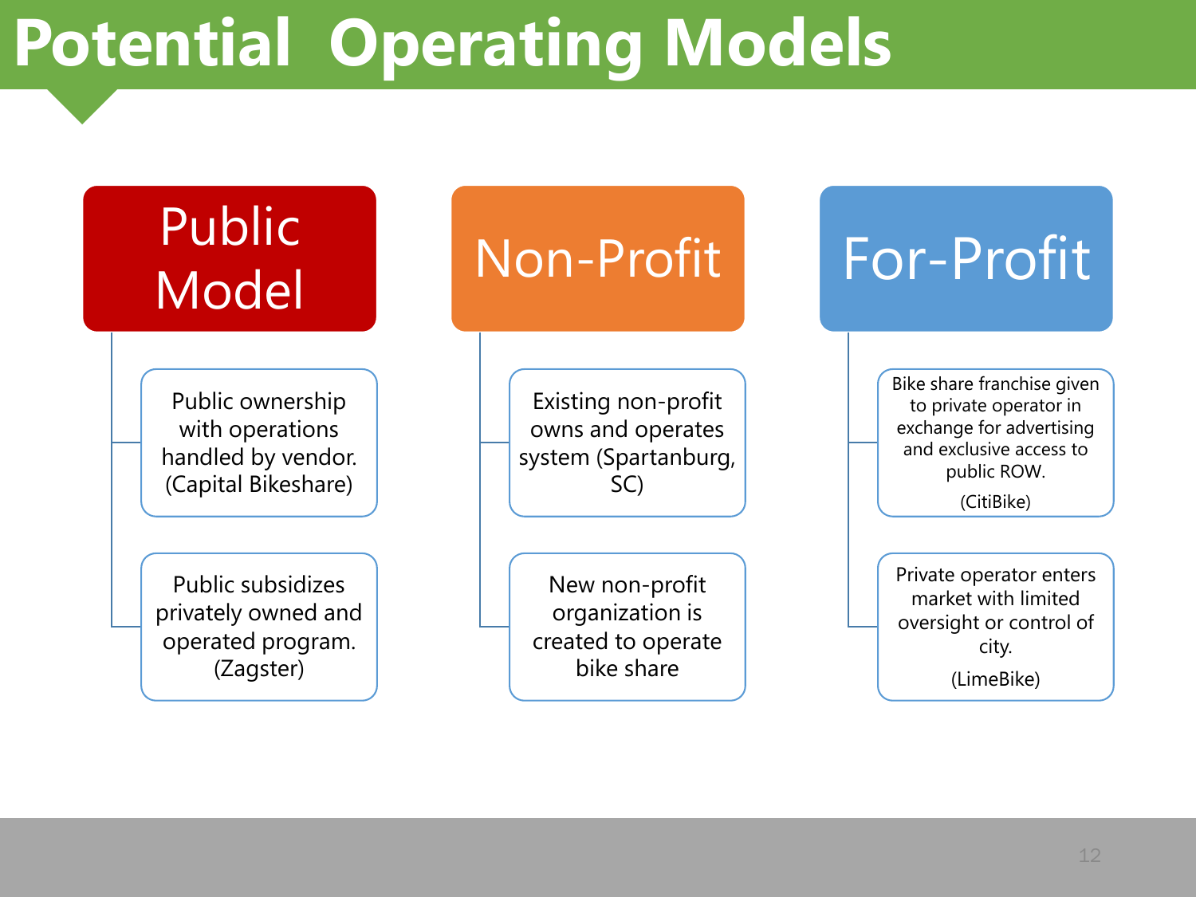# Potential Operating Models

## Public Model

- Public ownership with operations handled by vendor. (Capital Bikeshare)
- Public subsidizes privately owned and operated program. (Zagster)

## Non-Profit

- Existing non-profit owns and operates system (Spartanburg, SC)
- New non-profit organization is created to operate bike share

## For-Profit

- Bike share franchise given to private operator in exchange for advertising and exclusive access to public ROW. (CitiBike)
- Private operator enters market with limited oversight or control of city. (LimeBike)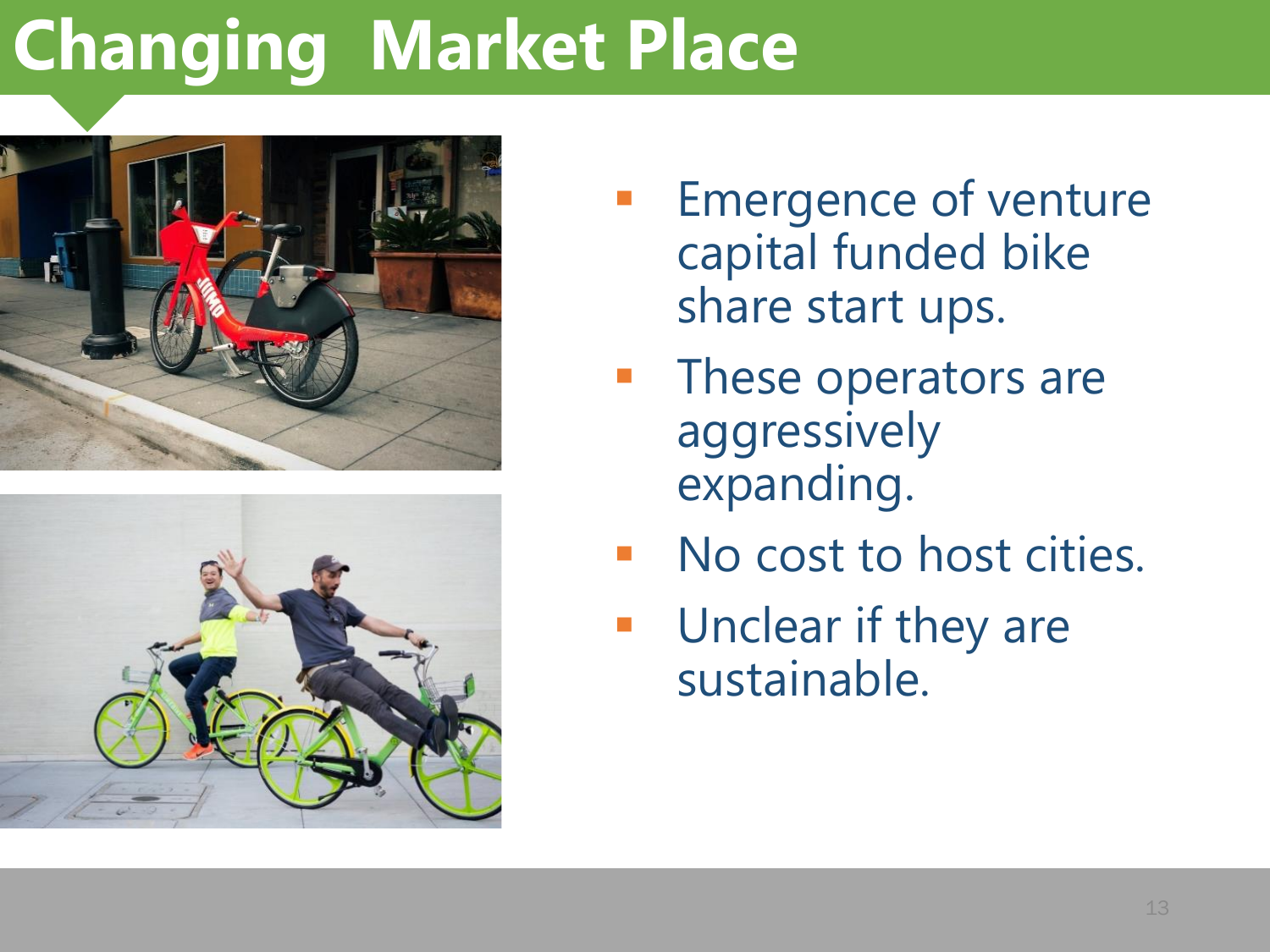# Changing Market Place

- Emergence of venture capital funded bike share start ups.
- These operators are aggressively expanding.
- No cost to host cities.
- Unclear if they are sustainable.